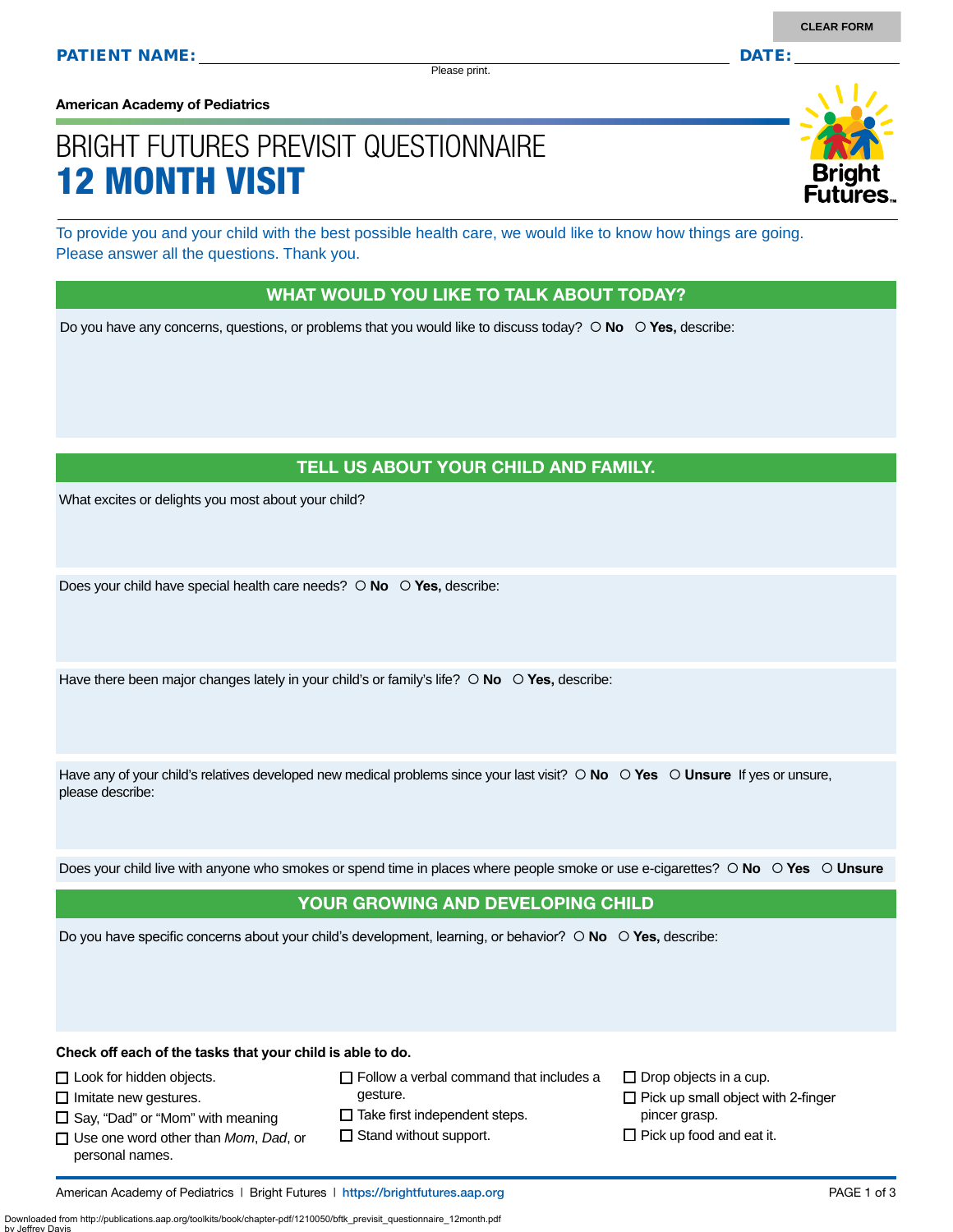CLEAR FORM

**PATIENT NAME:** ______________________ **DATE:** __________

Please print.

American Academy of Pediatrics

# BRIGHT FUTURES PREVISIT QUESTIONNAIRE
# 12 MONTH VISIT

To provide you and your child with the best possible health care, we would like to know how things are going. Please answer all the questions. Thank you.

## WHAT WOULD YOU LIKE TO TALK ABOUT TODAY?

Do you have any concerns, questions, or problems that you would like to discuss today? ○ **No** ○ **Yes,** describe:

## TELL US ABOUT YOUR CHILD AND FAMILY.

What excites or delights you most about your child?

Does your child have special health care needs? ○ **No** ○ **Yes,** describe:

Have there been major changes lately in your child's or family's life? ○ **No** ○ **Yes,** describe:

Have any of your child's relatives developed new medical problems since your last visit? ○ **No** ○ **Yes** ○ **Unsure** If yes or unsure, please describe:

Does your child live with anyone who smokes or spend time in places where people smoke or use e-cigarettes? ○ **No** ○ **Yes** ○ **Unsure**

## YOUR GROWING AND DEVELOPING CHILD

Do you have specific concerns about your child's development, learning, or behavior? ○ **No** ○ **Yes,** describe:

**Check off each of the tasks that your child is able to do.**

- ☐ Look for hidden objects.
- ☐ Imitate new gestures.
- ☐ Say, "Dad" or "Mom" with meaning
- ☐ Use one word other than *Mom*, *Dad*, or personal names.
- ☐ Follow a verbal command that includes a gesture.
- ☐ Take first independent steps.
- ☐ Stand without support.
- ☐ Drop objects in a cup.
- ☐ Pick up small object with 2-finger pincer grasp.
- ☐ Pick up food and eat it.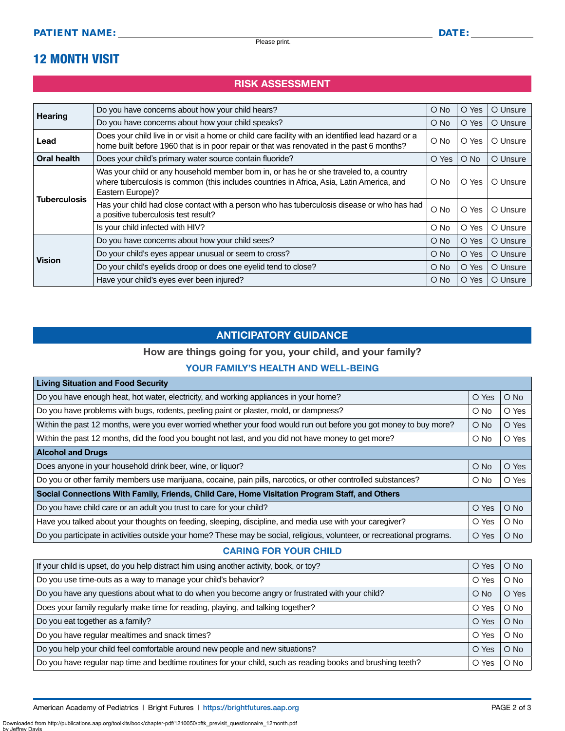**PATIENT NAME:** ______________________ **DATE:** __________

Please print.

# 12 MONTH VISIT

## RISK ASSESSMENT

| | | | | |
|---|---|---|---|---|
| **Hearing** | Do you have concerns about how your child hears? | O No | O Yes | O Unsure |
| | Do you have concerns about how your child speaks? | O No | O Yes | O Unsure |
| **Lead** | Does your child live in or visit a home or child care facility with an identified lead hazard or a home built before 1960 that is in poor repair or that was renovated in the past 6 months? | O No | O Yes | O Unsure |
| **Oral health** | Does your child's primary water source contain fluoride? | O Yes | O No | O Unsure |
| **Tuberculosis** | Was your child or any household member born in, or has he or she traveled to, a country where tuberculosis is common (this includes countries in Africa, Asia, Latin America, and Eastern Europe)? | O No | O Yes | O Unsure |
| | Has your child had close contact with a person who has tuberculosis disease or who has had a positive tuberculosis test result? | O No | O Yes | O Unsure |
| | Is your child infected with HIV? | O No | O Yes | O Unsure |
| **Vision** | Do you have concerns about how your child sees? | O No | O Yes | O Unsure |
| | Do your child's eyes appear unusual or seem to cross? | O No | O Yes | O Unsure |
| | Do your child's eyelids droop or does one eyelid tend to close? | O No | O Yes | O Unsure |
| | Have your child's eyes ever been injured? | O No | O Yes | O Unsure |

## ANTICIPATORY GUIDANCE

**How are things going for you, your child, and your family?**

### YOUR FAMILY'S HEALTH AND WELL-BEING

| **Living Situation and Food Security** | | |
|---|---|---|
| Do you have enough heat, hot water, electricity, and working appliances in your home? | O Yes | O No |
| Do you have problems with bugs, rodents, peeling paint or plaster, mold, or dampness? | O No | O Yes |
| Within the past 12 months, were you ever worried whether your food would run out before you got money to buy more? | O No | O Yes |
| Within the past 12 months, did the food you bought not last, and you did not have money to get more? | O No | O Yes |
| **Alcohol and Drugs** | | |
| Does anyone in your household drink beer, wine, or liquor? | O No | O Yes |
| Do you or other family members use marijuana, cocaine, pain pills, narcotics, or other controlled substances? | O No | O Yes |
| **Social Connections With Family, Friends, Child Care, Home Visitation Program Staff, and Others** | | |
| Do you have child care or an adult you trust to care for your child? | O Yes | O No |
| Have you talked about your thoughts on feeding, sleeping, discipline, and media use with your caregiver? | O Yes | O No |
| Do you participate in activities outside your home? These may be social, religious, volunteer, or recreational programs. | O Yes | O No |

### CARING FOR YOUR CHILD

| | | |
|---|---|---|
| If your child is upset, do you help distract him using another activity, book, or toy? | O Yes | O No |
| Do you use time-outs as a way to manage your child's behavior? | O Yes | O No |
| Do you have any questions about what to do when you become angry or frustrated with your child? | O No | O Yes |
| Does your family regularly make time for reading, playing, and talking together? | O Yes | O No |
| Do you eat together as a family? | O Yes | O No |
| Do you have regular mealtimes and snack times? | O Yes | O No |
| Do you help your child feel comfortable around new people and new situations? | O Yes | O No |
| Do you have regular nap time and bedtime routines for your child, such as reading books and brushing teeth? | O Yes | O No |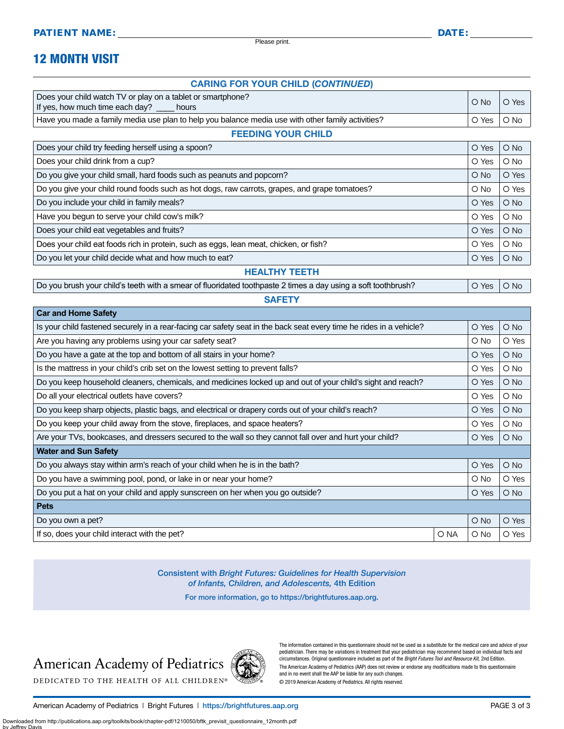**PATIENT NAME:** ______________________________ **DATE:** ____________

Please print.

# 12 MONTH VISIT

## CARING FOR YOUR CHILD (*CONTINUED*)

| | | |
|---|---|---|
| Does your child watch TV or play on a tablet or smartphone?<br>If yes, how much time each day? ____ hours | O No | O Yes |
| Have you made a family media use plan to help you balance media use with other family activities? | O Yes | O No |

## FEEDING YOUR CHILD

| | | |
|---|---|---|
| Does your child try feeding herself using a spoon? | O Yes | O No |
| Does your child drink from a cup? | O Yes | O No |
| Do you give your child small, hard foods such as peanuts and popcorn? | O No | O Yes |
| Do you give your child round foods such as hot dogs, raw carrots, grapes, and grape tomatoes? | O No | O Yes |
| Do you include your child in family meals? | O Yes | O No |
| Have you begun to serve your child cow's milk? | O Yes | O No |
| Does your child eat vegetables and fruits? | O Yes | O No |
| Does your child eat foods rich in protein, such as eggs, lean meat, chicken, or fish? | O Yes | O No |
| Do you let your child decide what and how much to eat? | O Yes | O No |

## HEALTHY TEETH

| | | |
|---|---|---|
| Do you brush your child's teeth with a smear of fluoridated toothpaste 2 times a day using a soft toothbrush? | O Yes | O No |

## SAFETY

| | | | |
|---|---|---|---|
| **Car and Home Safety** | | | |
| Is your child fastened securely in a rear-facing car safety seat in the back seat every time he rides in a vehicle? | | O Yes | O No |
| Are you having any problems using your car safety seat? | | O No | O Yes |
| Do you have a gate at the top and bottom of all stairs in your home? | | O Yes | O No |
| Is the mattress in your child's crib set on the lowest setting to prevent falls? | | O Yes | O No |
| Do you keep household cleaners, chemicals, and medicines locked up and out of your child's sight and reach? | | O Yes | O No |
| Do all your electrical outlets have covers? | | O Yes | O No |
| Do you keep sharp objects, plastic bags, and electrical or drapery cords out of your child's reach? | | O Yes | O No |
| Do you keep your child away from the stove, fireplaces, and space heaters? | | O Yes | O No |
| Are your TVs, bookcases, and dressers secured to the wall so they cannot fall over and hurt your child? | | O Yes | O No |
| **Water and Sun Safety** | | | |
| Do you always stay within arm's reach of your child when he is in the bath? | | O Yes | O No |
| Do you have a swimming pool, pond, or lake in or near your home? | | O No | O Yes |
| Do you put a hat on your child and apply sunscreen on her when you go outside? | | O Yes | O No |
| **Pets** | | | |
| Do you own a pet? | | O No | O Yes |
| If so, does your child interact with the pet? | O NA | O No | O Yes |

Consistent with *Bright Futures: Guidelines for Health Supervision of Infants, Children, and Adolescents,* 4th Edition

For more information, go to https://brightfutures.aap.org.

American Academy of Pediatrics

DEDICATED TO THE HEALTH OF ALL CHILDREN®

The information contained in this questionnaire should not be used as a substitute for the medical care and advice of your pediatrician. There may be variations in treatment that your pediatrician may recommend based on individual facts and circumstances. Original questionnaire included as part of the *Bright Futures Tool and Resource Kit,* 2nd Edition.

The American Academy of Pediatrics (AAP) does not review or endorse any modifications made to this questionnaire and in no event shall the AAP be liable for any such changes.

© 2019 American Academy of Pediatrics. All rights reserved.

Downloaded from http://publications.aap.org/toolkits/book/chapter-pdf/1210050/bftk_previsit_questionnaire_12month.pdf by Jeffrey Davis